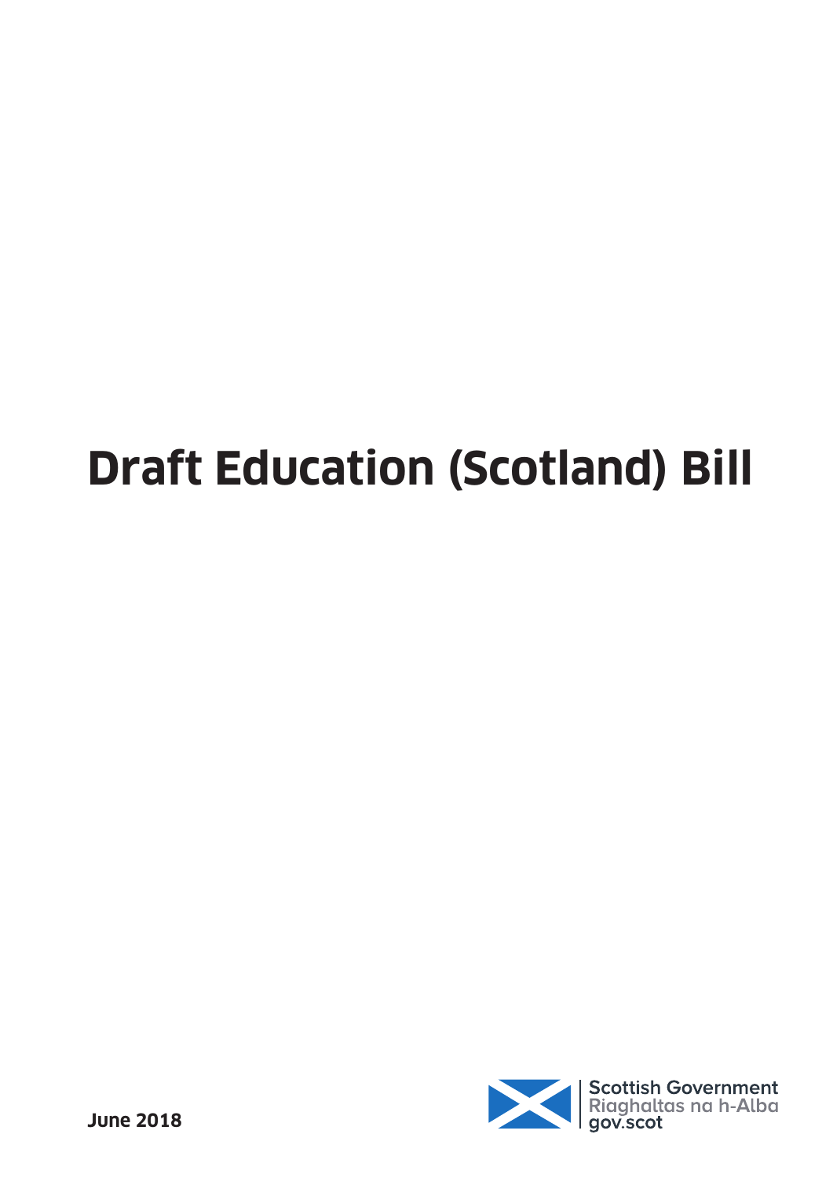# Draft Education (Scotland) Bill

**June 2018**

Scottish Government
Riaghaltas na h-Alba
gov.scot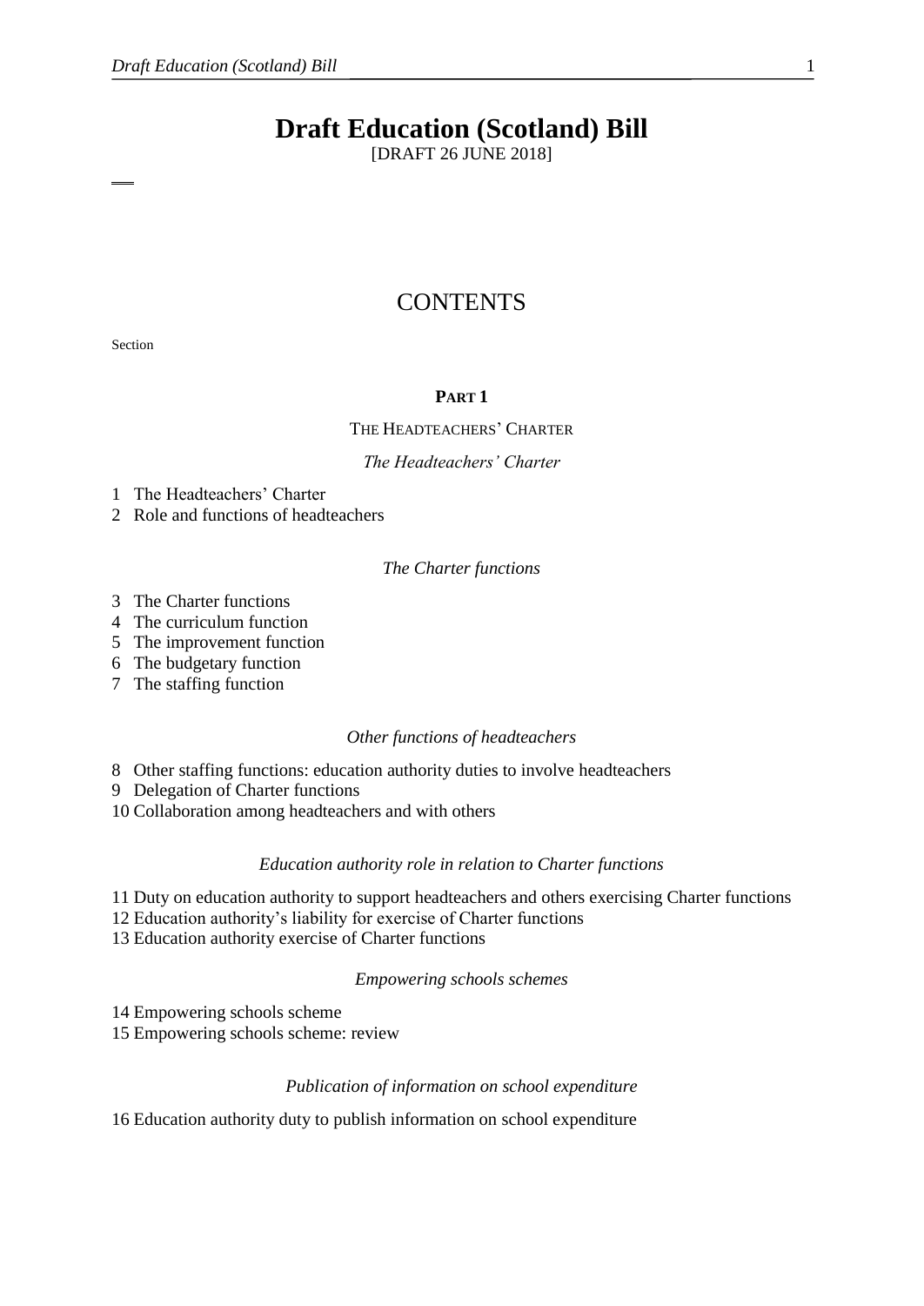# Draft Education (Scotland) Bill

[DRAFT 26 JUNE 2018]

## CONTENTS

Section

### PART 1

THE HEADTEACHERS' CHARTER

*The Headteachers' Charter*

1 The Headteachers' Charter
2 Role and functions of headteachers

*The Charter functions*

3 The Charter functions
4 The curriculum function
5 The improvement function
6 The budgetary function
7 The staffing function

*Other functions of headteachers*

8 Other staffing functions: education authority duties to involve headteachers
9 Delegation of Charter functions
10 Collaboration among headteachers and with others

*Education authority role in relation to Charter functions*

11 Duty on education authority to support headteachers and others exercising Charter functions
12 Education authority's liability for exercise of Charter functions
13 Education authority exercise of Charter functions

*Empowering schools schemes*

14 Empowering schools scheme
15 Empowering schools scheme: review

*Publication of information on school expenditure*

16 Education authority duty to publish information on school expenditure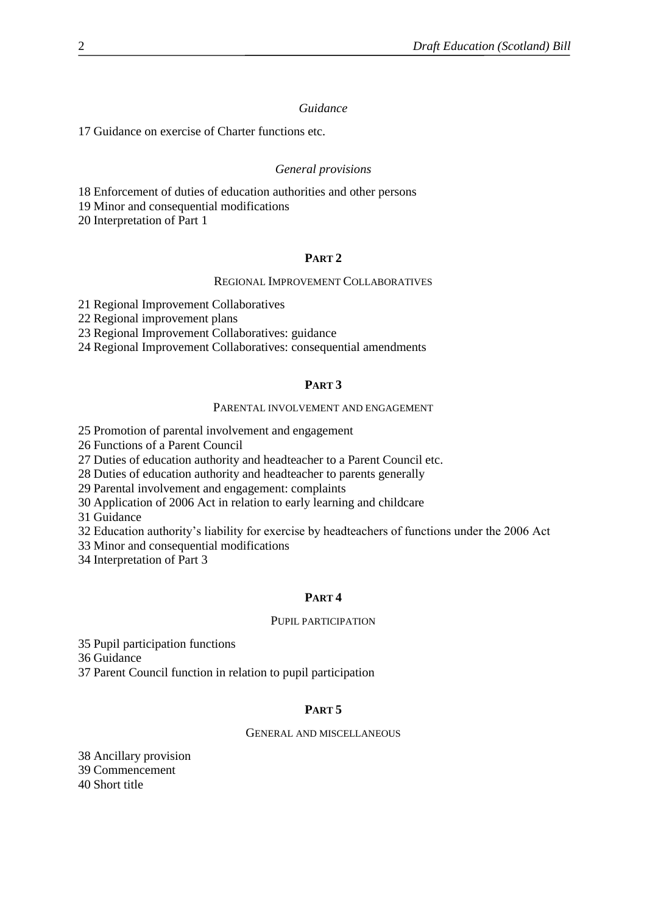*Guidance*

17 Guidance on exercise of Charter functions etc.

*General provisions*

18 Enforcement of duties of education authorities and other persons
19 Minor and consequential modifications
20 Interpretation of Part 1

## PART 2

### REGIONAL IMPROVEMENT COLLABORATIVES

21 Regional Improvement Collaboratives
22 Regional improvement plans
23 Regional Improvement Collaboratives: guidance
24 Regional Improvement Collaboratives: consequential amendments

## PART 3

### PARENTAL INVOLVEMENT AND ENGAGEMENT

25 Promotion of parental involvement and engagement
26 Functions of a Parent Council
27 Duties of education authority and headteacher to a Parent Council etc.
28 Duties of education authority and headteacher to parents generally
29 Parental involvement and engagement: complaints
30 Application of 2006 Act in relation to early learning and childcare
31 Guidance
32 Education authority's liability for exercise by headteachers of functions under the 2006 Act
33 Minor and consequential modifications
34 Interpretation of Part 3

## PART 4

### PUPIL PARTICIPATION

35 Pupil participation functions
36 Guidance
37 Parent Council function in relation to pupil participation

## PART 5

### GENERAL AND MISCELLANEOUS

38 Ancillary provision
39 Commencement
40 Short title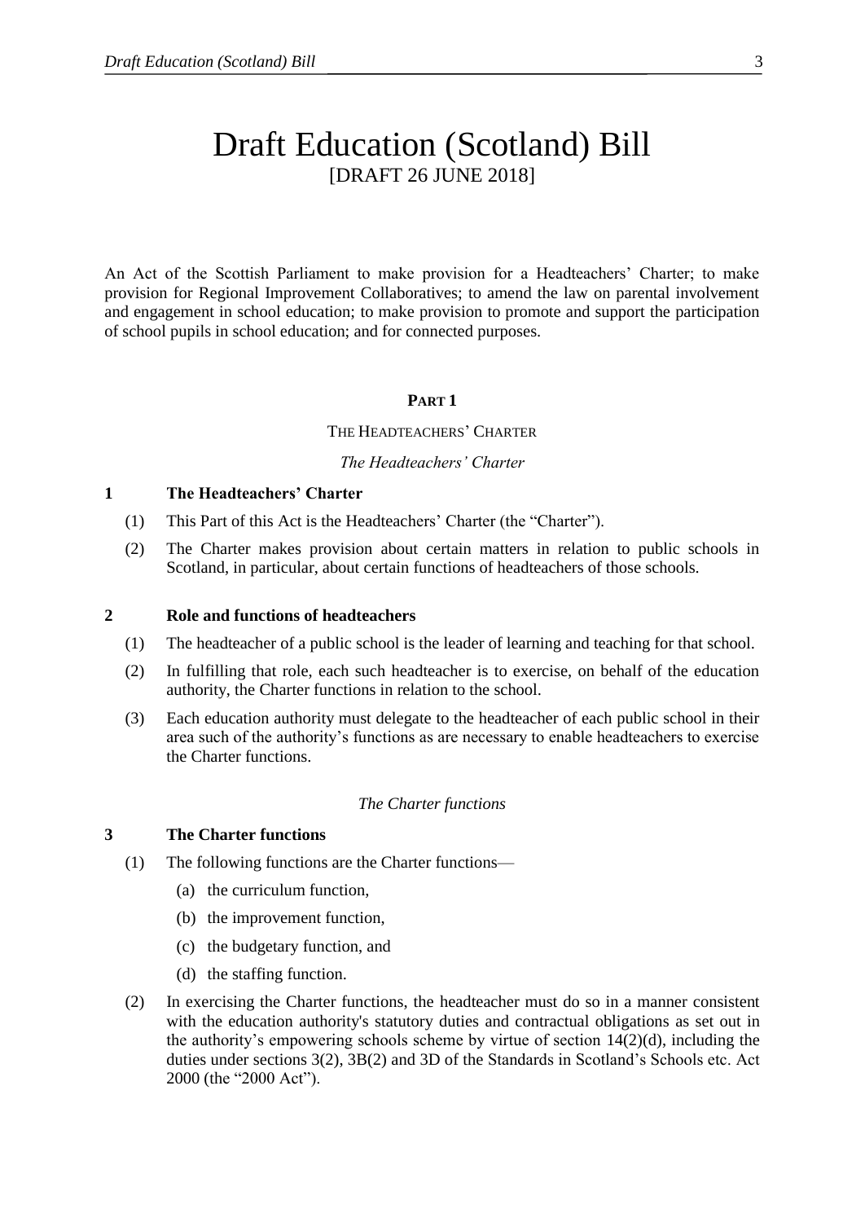# Draft Education (Scotland) Bill
[DRAFT 26 JUNE 2018]

An Act of the Scottish Parliament to make provision for a Headteachers' Charter; to make provision for Regional Improvement Collaboratives; to amend the law on parental involvement and engagement in school education; to make provision to promote and support the participation of school pupils in school education; and for connected purposes.

## PART 1

### THE HEADTEACHERS' CHARTER

*The Headteachers' Charter*

**1 The Headteachers' Charter**

(1) This Part of this Act is the Headteachers' Charter (the "Charter").

(2) The Charter makes provision about certain matters in relation to public schools in Scotland, in particular, about certain functions of headteachers of those schools.

**2 Role and functions of headteachers**

(1) The headteacher of a public school is the leader of learning and teaching for that school.

(2) In fulfilling that role, each such headteacher is to exercise, on behalf of the education authority, the Charter functions in relation to the school.

(3) Each education authority must delegate to the headteacher of each public school in their area such of the authority's functions as are necessary to enable headteachers to exercise the Charter functions.

*The Charter functions*

**3 The Charter functions**

(1) The following functions are the Charter functions—

(a) the curriculum function,

(b) the improvement function,

(c) the budgetary function, and

(d) the staffing function.

(2) In exercising the Charter functions, the headteacher must do so in a manner consistent with the education authority's statutory duties and contractual obligations as set out in the authority's empowering schools scheme by virtue of section 14(2)(d), including the duties under sections 3(2), 3B(2) and 3D of the Standards in Scotland's Schools etc. Act 2000 (the "2000 Act").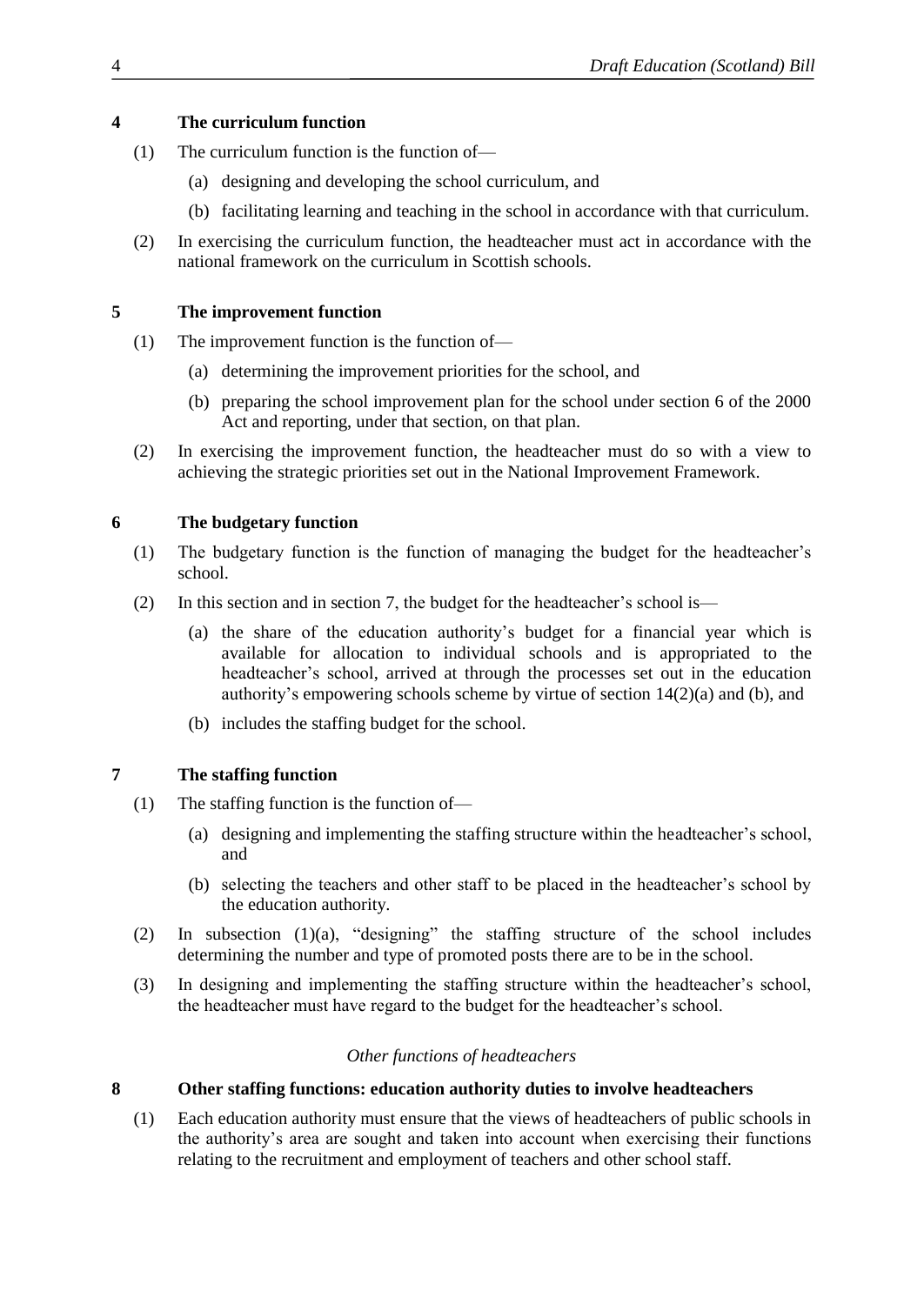### 4 The curriculum function

(1) The curriculum function is the function of—

(a) designing and developing the school curriculum, and

(b) facilitating learning and teaching in the school in accordance with that curriculum.

(2) In exercising the curriculum function, the headteacher must act in accordance with the national framework on the curriculum in Scottish schools.

### 5 The improvement function

(1) The improvement function is the function of—

(a) determining the improvement priorities for the school, and

(b) preparing the school improvement plan for the school under section 6 of the 2000 Act and reporting, under that section, on that plan.

(2) In exercising the improvement function, the headteacher must do so with a view to achieving the strategic priorities set out in the National Improvement Framework.

### 6 The budgetary function

(1) The budgetary function is the function of managing the budget for the headteacher's school.

(2) In this section and in section 7, the budget for the headteacher's school is—

(a) the share of the education authority's budget for a financial year which is available for allocation to individual schools and is appropriated to the headteacher's school, arrived at through the processes set out in the education authority's empowering schools scheme by virtue of section 14(2)(a) and (b), and

(b) includes the staffing budget for the school.

### 7 The staffing function

(1) The staffing function is the function of—

(a) designing and implementing the staffing structure within the headteacher's school, and

(b) selecting the teachers and other staff to be placed in the headteacher's school by the education authority.

(2) In subsection (1)(a), "designing" the staffing structure of the school includes determining the number and type of promoted posts there are to be in the school.

(3) In designing and implementing the staffing structure within the headteacher's school, the headteacher must have regard to the budget for the headteacher's school.

*Other functions of headteachers*

### 8 Other staffing functions: education authority duties to involve headteachers

(1) Each education authority must ensure that the views of headteachers of public schools in the authority's area are sought and taken into account when exercising their functions relating to the recruitment and employment of teachers and other school staff.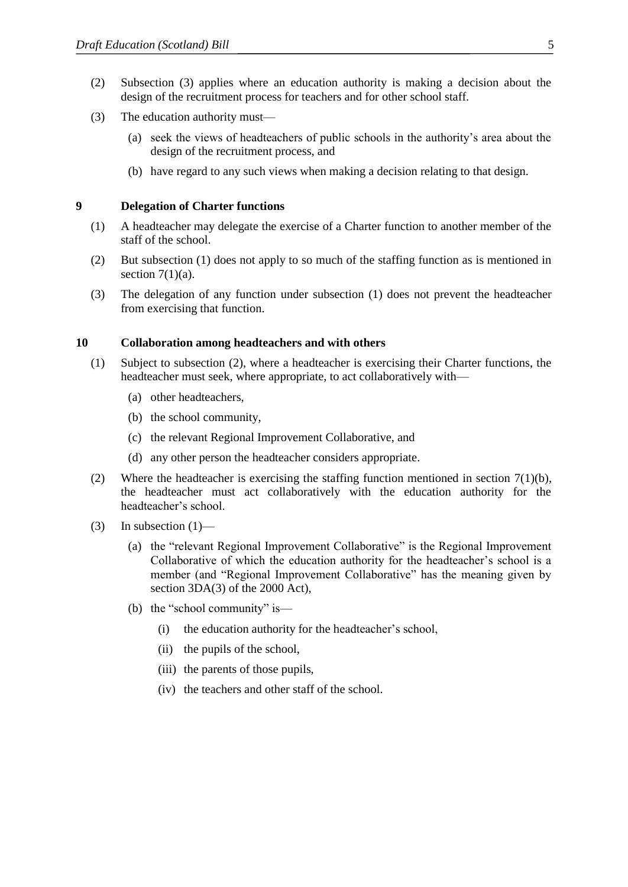(2) Subsection (3) applies where an education authority is making a decision about the design of the recruitment process for teachers and for other school staff.

(3) The education authority must—

(a) seek the views of headteachers of public schools in the authority's area about the design of the recruitment process, and

(b) have regard to any such views when making a decision relating to that design.

### 9 Delegation of Charter functions

(1) A headteacher may delegate the exercise of a Charter function to another member of the staff of the school.

(2) But subsection (1) does not apply to so much of the staffing function as is mentioned in section 7(1)(a).

(3) The delegation of any function under subsection (1) does not prevent the headteacher from exercising that function.

### 10 Collaboration among headteachers and with others

(1) Subject to subsection (2), where a headteacher is exercising their Charter functions, the headteacher must seek, where appropriate, to act collaboratively with—

(a) other headteachers,

(b) the school community,

(c) the relevant Regional Improvement Collaborative, and

(d) any other person the headteacher considers appropriate.

(2) Where the headteacher is exercising the staffing function mentioned in section 7(1)(b), the headteacher must act collaboratively with the education authority for the headteacher's school.

(3) In subsection (1)—

(a) the "relevant Regional Improvement Collaborative" is the Regional Improvement Collaborative of which the education authority for the headteacher's school is a member (and "Regional Improvement Collaborative" has the meaning given by section 3DA(3) of the 2000 Act),

(b) the "school community" is—

(i) the education authority for the headteacher's school,

(ii) the pupils of the school,

(iii) the parents of those pupils,

(iv) the teachers and other staff of the school.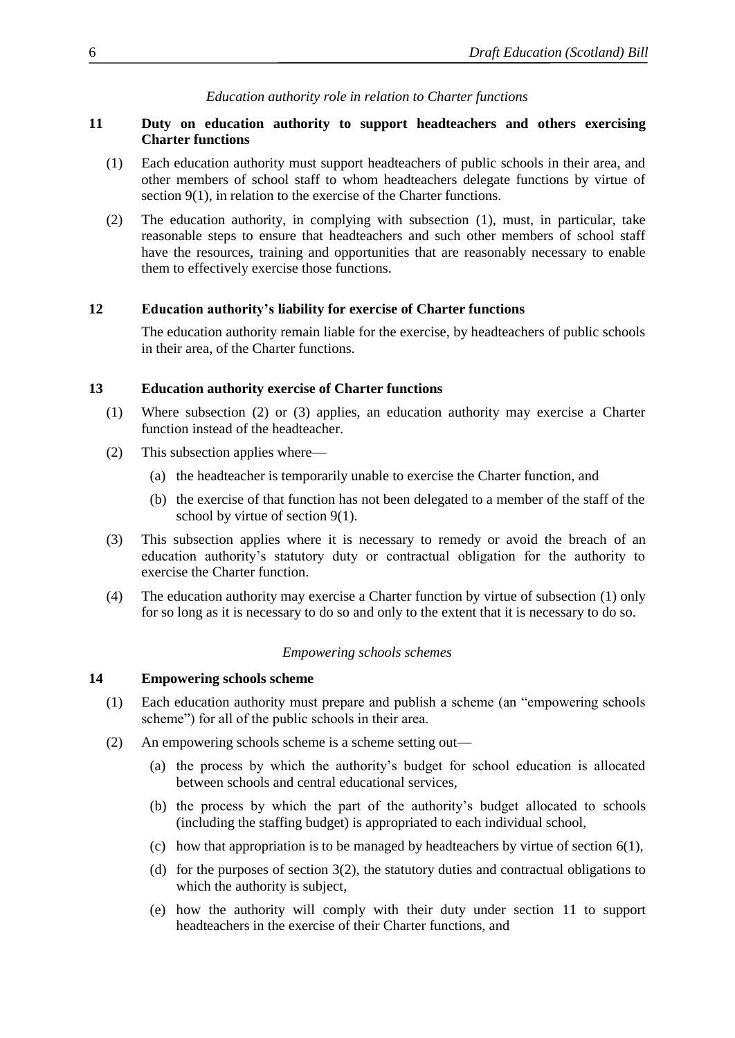*Education authority role in relation to Charter functions*

**11 Duty on education authority to support headteachers and others exercising Charter functions**

(1) Each education authority must support headteachers of public schools in their area, and other members of school staff to whom headteachers delegate functions by virtue of section 9(1), in relation to the exercise of the Charter functions.

(2) The education authority, in complying with subsection (1), must, in particular, take reasonable steps to ensure that headteachers and such other members of school staff have the resources, training and opportunities that are reasonably necessary to enable them to effectively exercise those functions.

**12 Education authority's liability for exercise of Charter functions**

The education authority remain liable for the exercise, by headteachers of public schools in their area, of the Charter functions.

**13 Education authority exercise of Charter functions**

(1) Where subsection (2) or (3) applies, an education authority may exercise a Charter function instead of the headteacher.

(2) This subsection applies where—

(a) the headteacher is temporarily unable to exercise the Charter function, and

(b) the exercise of that function has not been delegated to a member of the staff of the school by virtue of section 9(1).

(3) This subsection applies where it is necessary to remedy or avoid the breach of an education authority's statutory duty or contractual obligation for the authority to exercise the Charter function.

(4) The education authority may exercise a Charter function by virtue of subsection (1) only for so long as it is necessary to do so and only to the extent that it is necessary to do so.

*Empowering schools schemes*

**14 Empowering schools scheme**

(1) Each education authority must prepare and publish a scheme (an "empowering schools scheme") for all of the public schools in their area.

(2) An empowering schools scheme is a scheme setting out—

(a) the process by which the authority's budget for school education is allocated between schools and central educational services,

(b) the process by which the part of the authority's budget allocated to schools (including the staffing budget) is appropriated to each individual school,

(c) how that appropriation is to be managed by headteachers by virtue of section 6(1),

(d) for the purposes of section 3(2), the statutory duties and contractual obligations to which the authority is subject,

(e) how the authority will comply with their duty under section 11 to support headteachers in the exercise of their Charter functions, and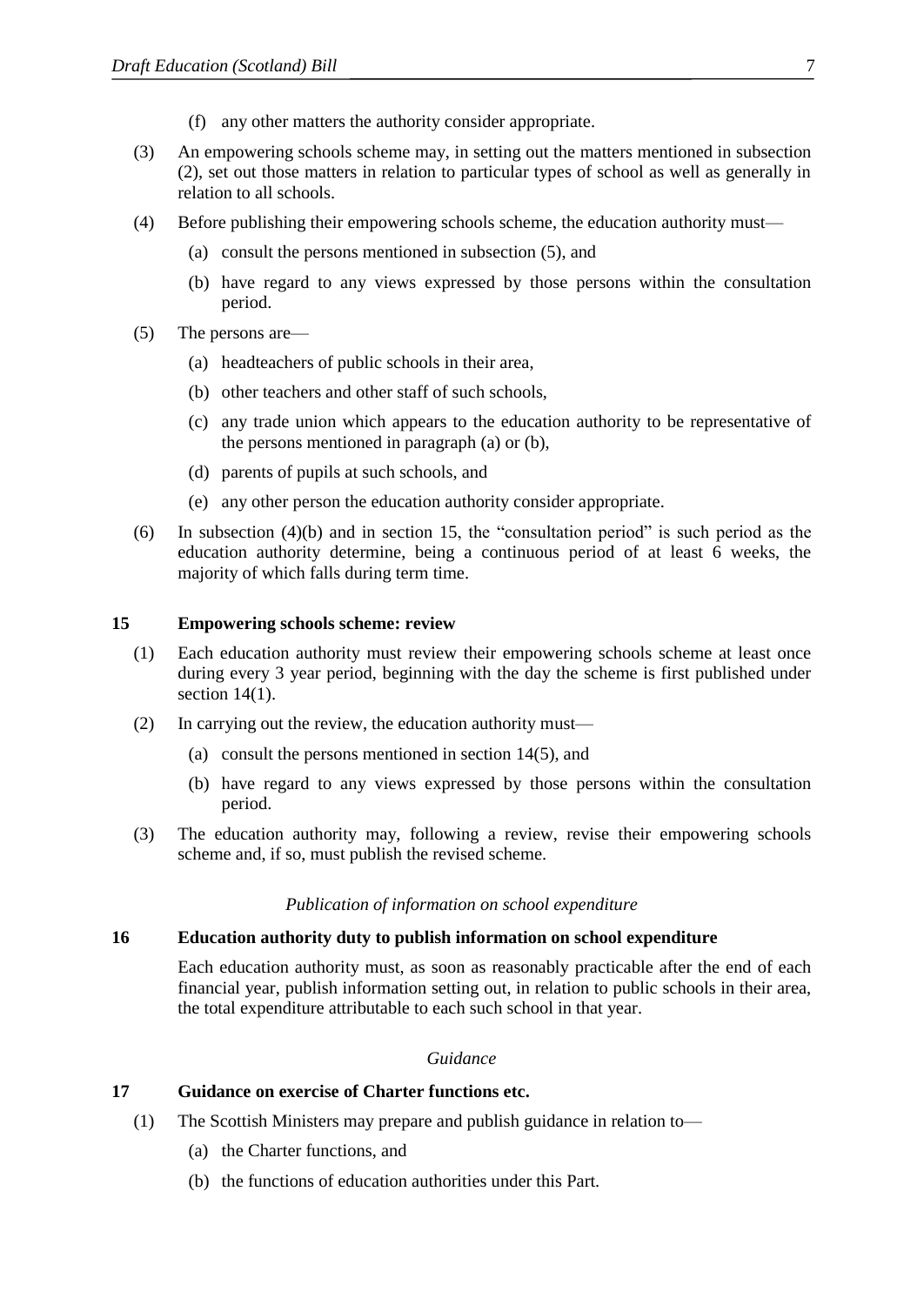(f) any other matters the authority consider appropriate.

(3) An empowering schools scheme may, in setting out the matters mentioned in subsection (2), set out those matters in relation to particular types of school as well as generally in relation to all schools.

(4) Before publishing their empowering schools scheme, the education authority must—

(a) consult the persons mentioned in subsection (5), and

(b) have regard to any views expressed by those persons within the consultation period.

(5) The persons are—

(a) headteachers of public schools in their area,

(b) other teachers and other staff of such schools,

(c) any trade union which appears to the education authority to be representative of the persons mentioned in paragraph (a) or (b),

(d) parents of pupils at such schools, and

(e) any other person the education authority consider appropriate.

(6) In subsection (4)(b) and in section 15, the "consultation period" is such period as the education authority determine, being a continuous period of at least 6 weeks, the majority of which falls during term time.

### 15 Empowering schools scheme: review

(1) Each education authority must review their empowering schools scheme at least once during every 3 year period, beginning with the day the scheme is first published under section 14(1).

(2) In carrying out the review, the education authority must—

(a) consult the persons mentioned in section 14(5), and

(b) have regard to any views expressed by those persons within the consultation period.

(3) The education authority may, following a review, revise their empowering schools scheme and, if so, must publish the revised scheme.

*Publication of information on school expenditure*

### 16 Education authority duty to publish information on school expenditure

Each education authority must, as soon as reasonably practicable after the end of each financial year, publish information setting out, in relation to public schools in their area, the total expenditure attributable to each such school in that year.

*Guidance*

### 17 Guidance on exercise of Charter functions etc.

(1) The Scottish Ministers may prepare and publish guidance in relation to—

(a) the Charter functions, and

(b) the functions of education authorities under this Part.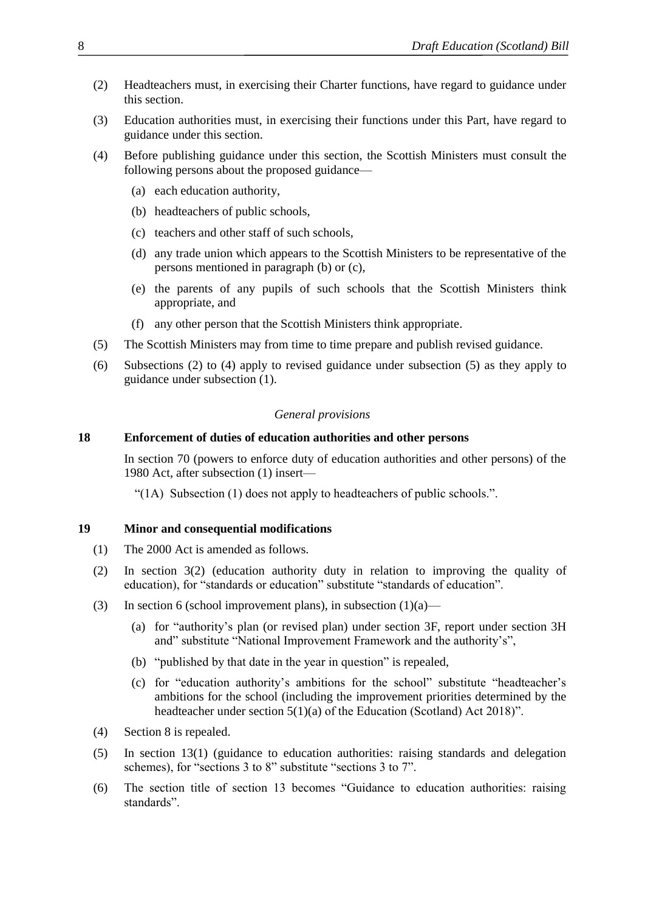(2) Headteachers must, in exercising their Charter functions, have regard to guidance under this section.

(3) Education authorities must, in exercising their functions under this Part, have regard to guidance under this section.

(4) Before publishing guidance under this section, the Scottish Ministers must consult the following persons about the proposed guidance—

   (a) each education authority,

   (b) headteachers of public schools,

   (c) teachers and other staff of such schools,

   (d) any trade union which appears to the Scottish Ministers to be representative of the persons mentioned in paragraph (b) or (c),

   (e) the parents of any pupils of such schools that the Scottish Ministers think appropriate, and

   (f) any other person that the Scottish Ministers think appropriate.

(5) The Scottish Ministers may from time to time prepare and publish revised guidance.

(6) Subsections (2) to (4) apply to revised guidance under subsection (5) as they apply to guidance under subsection (1).

*General provisions*

**18 Enforcement of duties of education authorities and other persons**

In section 70 (powers to enforce duty of education authorities and other persons) of the 1980 Act, after subsection (1) insert—

"(1A) Subsection (1) does not apply to headteachers of public schools.".

**19 Minor and consequential modifications**

(1) The 2000 Act is amended as follows.

(2) In section 3(2) (education authority duty in relation to improving the quality of education), for "standards or education" substitute "standards of education".

(3) In section 6 (school improvement plans), in subsection (1)(a)—

   (a) for "authority's plan (or revised plan) under section 3F, report under section 3H and" substitute "National Improvement Framework and the authority's",

   (b) "published by that date in the year in question" is repealed,

   (c) for "education authority's ambitions for the school" substitute "headteacher's ambitions for the school (including the improvement priorities determined by the headteacher under section 5(1)(a) of the Education (Scotland) Act 2018)".

(4) Section 8 is repealed.

(5) In section 13(1) (guidance to education authorities: raising standards and delegation schemes), for "sections 3 to 8" substitute "sections 3 to 7".

(6) The section title of section 13 becomes "Guidance to education authorities: raising standards".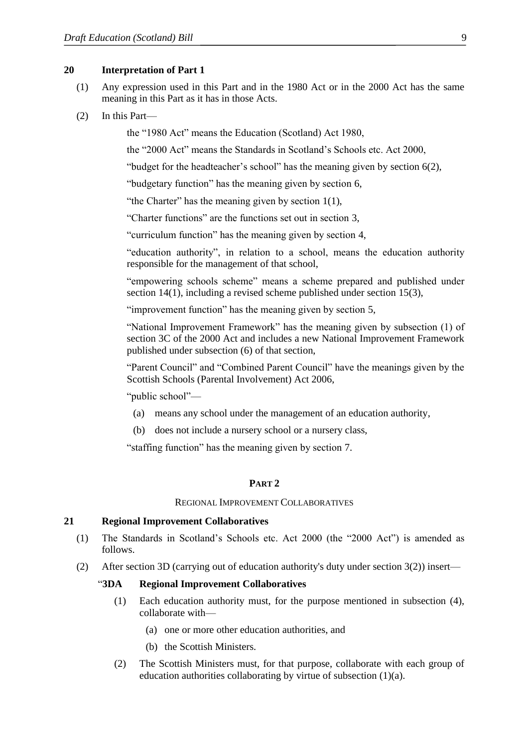### 20 Interpretation of Part 1

(1) Any expression used in this Part and in the 1980 Act or in the 2000 Act has the same meaning in this Part as it has in those Acts.

(2) In this Part—

the "1980 Act" means the Education (Scotland) Act 1980,

the "2000 Act" means the Standards in Scotland's Schools etc. Act 2000,

"budget for the headteacher's school" has the meaning given by section 6(2),

"budgetary function" has the meaning given by section 6,

"the Charter" has the meaning given by section 1(1),

"Charter functions" are the functions set out in section 3,

"curriculum function" has the meaning given by section 4,

"education authority", in relation to a school, means the education authority responsible for the management of that school,

"empowering schools scheme" means a scheme prepared and published under section 14(1), including a revised scheme published under section 15(3),

"improvement function" has the meaning given by section 5,

"National Improvement Framework" has the meaning given by subsection (1) of section 3C of the 2000 Act and includes a new National Improvement Framework published under subsection (6) of that section,

"Parent Council" and "Combined Parent Council" have the meanings given by the Scottish Schools (Parental Involvement) Act 2006,

"public school"—

- (a) means any school under the management of an education authority,
- (b) does not include a nursery school or a nursery class,

"staffing function" has the meaning given by section 7.

## PART 2

REGIONAL IMPROVEMENT COLLABORATIVES

### 21 Regional Improvement Collaboratives

(1) The Standards in Scotland's Schools etc. Act 2000 (the "2000 Act") is amended as follows.

(2) After section 3D (carrying out of education authority's duty under section 3(2)) insert—

"**3DA Regional Improvement Collaboratives**

(1) Each education authority must, for the purpose mentioned in subsection (4), collaborate with—

- (a) one or more other education authorities, and
- (b) the Scottish Ministers.

(2) The Scottish Ministers must, for that purpose, collaborate with each group of education authorities collaborating by virtue of subsection (1)(a).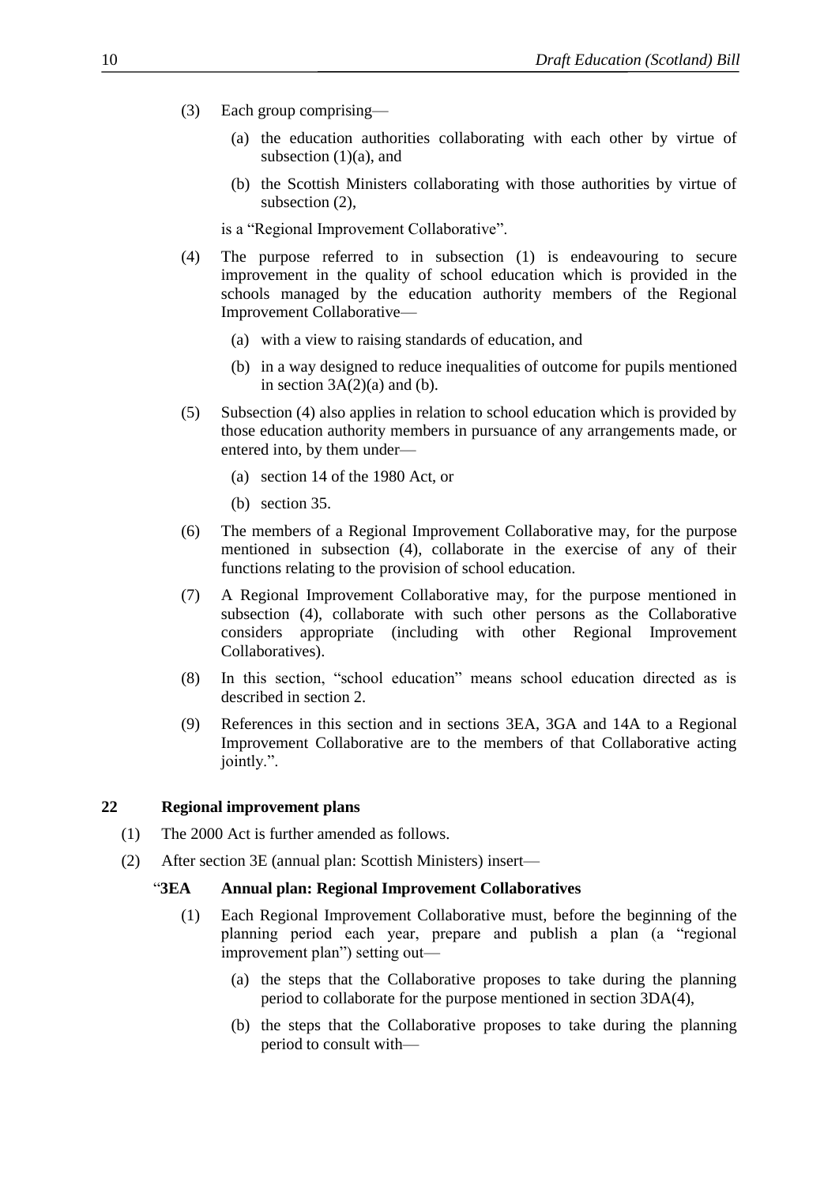(3) Each group comprising—

(a) the education authorities collaborating with each other by virtue of subsection (1)(a), and

(b) the Scottish Ministers collaborating with those authorities by virtue of subsection (2),

is a "Regional Improvement Collaborative".

(4) The purpose referred to in subsection (1) is endeavouring to secure improvement in the quality of school education which is provided in the schools managed by the education authority members of the Regional Improvement Collaborative—

(a) with a view to raising standards of education, and

(b) in a way designed to reduce inequalities of outcome for pupils mentioned in section 3A(2)(a) and (b).

(5) Subsection (4) also applies in relation to school education which is provided by those education authority members in pursuance of any arrangements made, or entered into, by them under—

(a) section 14 of the 1980 Act, or

(b) section 35.

(6) The members of a Regional Improvement Collaborative may, for the purpose mentioned in subsection (4), collaborate in the exercise of any of their functions relating to the provision of school education.

(7) A Regional Improvement Collaborative may, for the purpose mentioned in subsection (4), collaborate with such other persons as the Collaborative considers appropriate (including with other Regional Improvement Collaboratives).

(8) In this section, "school education" means school education directed as is described in section 2.

(9) References in this section and in sections 3EA, 3GA and 14A to a Regional Improvement Collaborative are to the members of that Collaborative acting jointly.".

**22 Regional improvement plans**

(1) The 2000 Act is further amended as follows.

(2) After section 3E (annual plan: Scottish Ministers) insert—

"**3EA Annual plan: Regional Improvement Collaboratives**

(1) Each Regional Improvement Collaborative must, before the beginning of the planning period each year, prepare and publish a plan (a "regional improvement plan") setting out—

(a) the steps that the Collaborative proposes to take during the planning period to collaborate for the purpose mentioned in section 3DA(4),

(b) the steps that the Collaborative proposes to take during the planning period to consult with—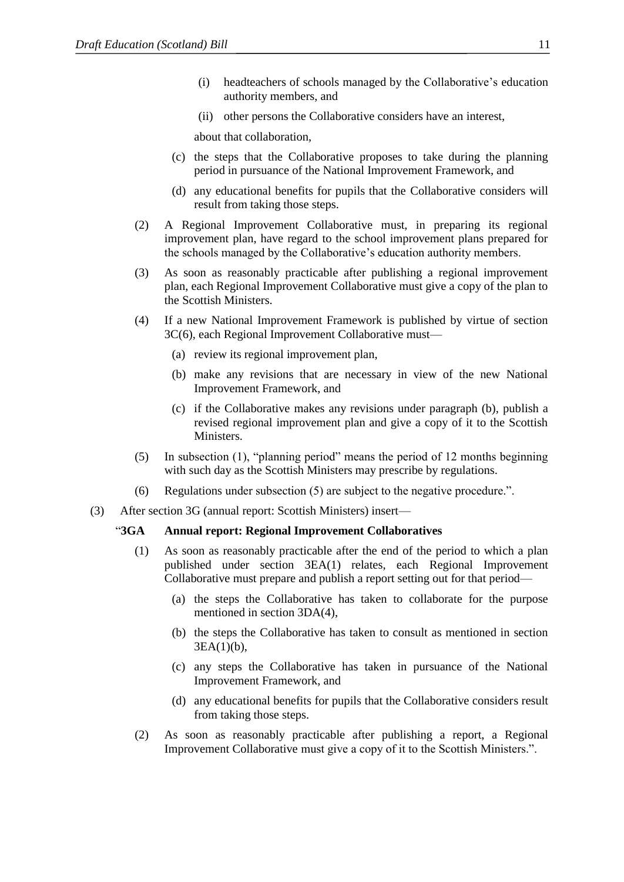(i) headteachers of schools managed by the Collaborative's education authority members, and

(ii) other persons the Collaborative considers have an interest,

about that collaboration,

(c) the steps that the Collaborative proposes to take during the planning period in pursuance of the National Improvement Framework, and

(d) any educational benefits for pupils that the Collaborative considers will result from taking those steps.

(2) A Regional Improvement Collaborative must, in preparing its regional improvement plan, have regard to the school improvement plans prepared for the schools managed by the Collaborative's education authority members.

(3) As soon as reasonably practicable after publishing a regional improvement plan, each Regional Improvement Collaborative must give a copy of the plan to the Scottish Ministers.

(4) If a new National Improvement Framework is published by virtue of section 3C(6), each Regional Improvement Collaborative must—

(a) review its regional improvement plan,

(b) make any revisions that are necessary in view of the new National Improvement Framework, and

(c) if the Collaborative makes any revisions under paragraph (b), publish a revised regional improvement plan and give a copy of it to the Scottish Ministers.

(5) In subsection (1), "planning period" means the period of 12 months beginning with such day as the Scottish Ministers may prescribe by regulations.

(6) Regulations under subsection (5) are subject to the negative procedure.".

(3) After section 3G (annual report: Scottish Ministers) insert—

"**3GA Annual report: Regional Improvement Collaboratives**

(1) As soon as reasonably practicable after the end of the period to which a plan published under section 3EA(1) relates, each Regional Improvement Collaborative must prepare and publish a report setting out for that period—

(a) the steps the Collaborative has taken to collaborate for the purpose mentioned in section 3DA(4),

(b) the steps the Collaborative has taken to consult as mentioned in section 3EA(1)(b),

(c) any steps the Collaborative has taken in pursuance of the National Improvement Framework, and

(d) any educational benefits for pupils that the Collaborative considers result from taking those steps.

(2) As soon as reasonably practicable after publishing a report, a Regional Improvement Collaborative must give a copy of it to the Scottish Ministers.".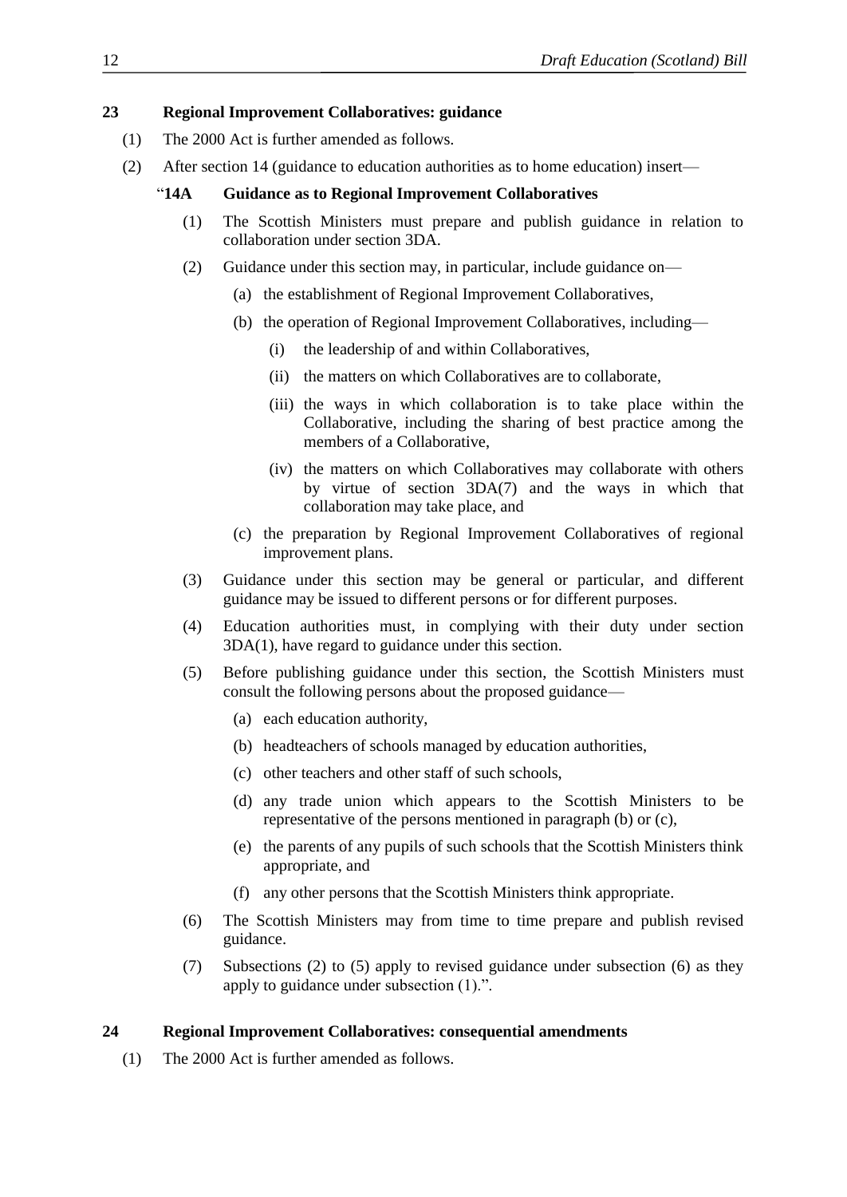**23 Regional Improvement Collaboratives: guidance**

(1) The 2000 Act is further amended as follows.

(2) After section 14 (guidance to education authorities as to home education) insert—

> "**14A Guidance as to Regional Improvement Collaboratives**
>
> (1) The Scottish Ministers must prepare and publish guidance in relation to collaboration under section 3DA.
>
> (2) Guidance under this section may, in particular, include guidance on—
>
> (a) the establishment of Regional Improvement Collaboratives,
>
> (b) the operation of Regional Improvement Collaboratives, including—
>
> (i) the leadership of and within Collaboratives,
>
> (ii) the matters on which Collaboratives are to collaborate,
>
> (iii) the ways in which collaboration is to take place within the Collaborative, including the sharing of best practice among the members of a Collaborative,
>
> (iv) the matters on which Collaboratives may collaborate with others by virtue of section 3DA(7) and the ways in which that collaboration may take place, and
>
> (c) the preparation by Regional Improvement Collaboratives of regional improvement plans.
>
> (3) Guidance under this section may be general or particular, and different guidance may be issued to different persons or for different purposes.
>
> (4) Education authorities must, in complying with their duty under section 3DA(1), have regard to guidance under this section.
>
> (5) Before publishing guidance under this section, the Scottish Ministers must consult the following persons about the proposed guidance—
>
> (a) each education authority,
>
> (b) headteachers of schools managed by education authorities,
>
> (c) other teachers and other staff of such schools,
>
> (d) any trade union which appears to the Scottish Ministers to be representative of the persons mentioned in paragraph (b) or (c),
>
> (e) the parents of any pupils of such schools that the Scottish Ministers think appropriate, and
>
> (f) any other persons that the Scottish Ministers think appropriate.
>
> (6) The Scottish Ministers may from time to time prepare and publish revised guidance.
>
> (7) Subsections (2) to (5) apply to revised guidance under subsection (6) as they apply to guidance under subsection (1).".

**24 Regional Improvement Collaboratives: consequential amendments**

(1) The 2000 Act is further amended as follows.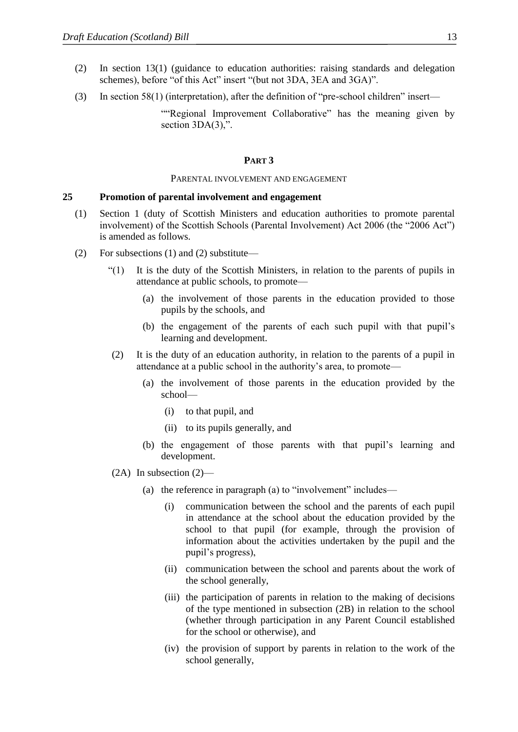(2) In section 13(1) (guidance to education authorities: raising standards and delegation schemes), before "of this Act" insert "(but not 3DA, 3EA and 3GA)".

(3) In section 58(1) (interpretation), after the definition of "pre-school children" insert—

> ""Regional Improvement Collaborative" has the meaning given by section 3DA(3),".

## PART 3

### PARENTAL INVOLVEMENT AND ENGAGEMENT

**25 Promotion of parental involvement and engagement**

(1) Section 1 (duty of Scottish Ministers and education authorities to promote parental involvement) of the Scottish Schools (Parental Involvement) Act 2006 (the "2006 Act") is amended as follows.

(2) For subsections (1) and (2) substitute—

> "(1) It is the duty of the Scottish Ministers, in relation to the parents of pupils in attendance at public schools, to promote—
>
> (a) the involvement of those parents in the education provided to those pupils by the schools, and
>
> (b) the engagement of the parents of each such pupil with that pupil's learning and development.
>
> (2) It is the duty of an education authority, in relation to the parents of a pupil in attendance at a public school in the authority's area, to promote—
>
> (a) the involvement of those parents in the education provided by the school—
>
> (i) to that pupil, and
>
> (ii) to its pupils generally, and
>
> (b) the engagement of those parents with that pupil's learning and development.
>
> (2A) In subsection (2)—
>
> (a) the reference in paragraph (a) to "involvement" includes—
>
> (i) communication between the school and the parents of each pupil in attendance at the school about the education provided by the school to that pupil (for example, through the provision of information about the activities undertaken by the pupil and the pupil's progress),
>
> (ii) communication between the school and parents about the work of the school generally,
>
> (iii) the participation of parents in relation to the making of decisions of the type mentioned in subsection (2B) in relation to the school (whether through participation in any Parent Council established for the school or otherwise), and
>
> (iv) the provision of support by parents in relation to the work of the school generally,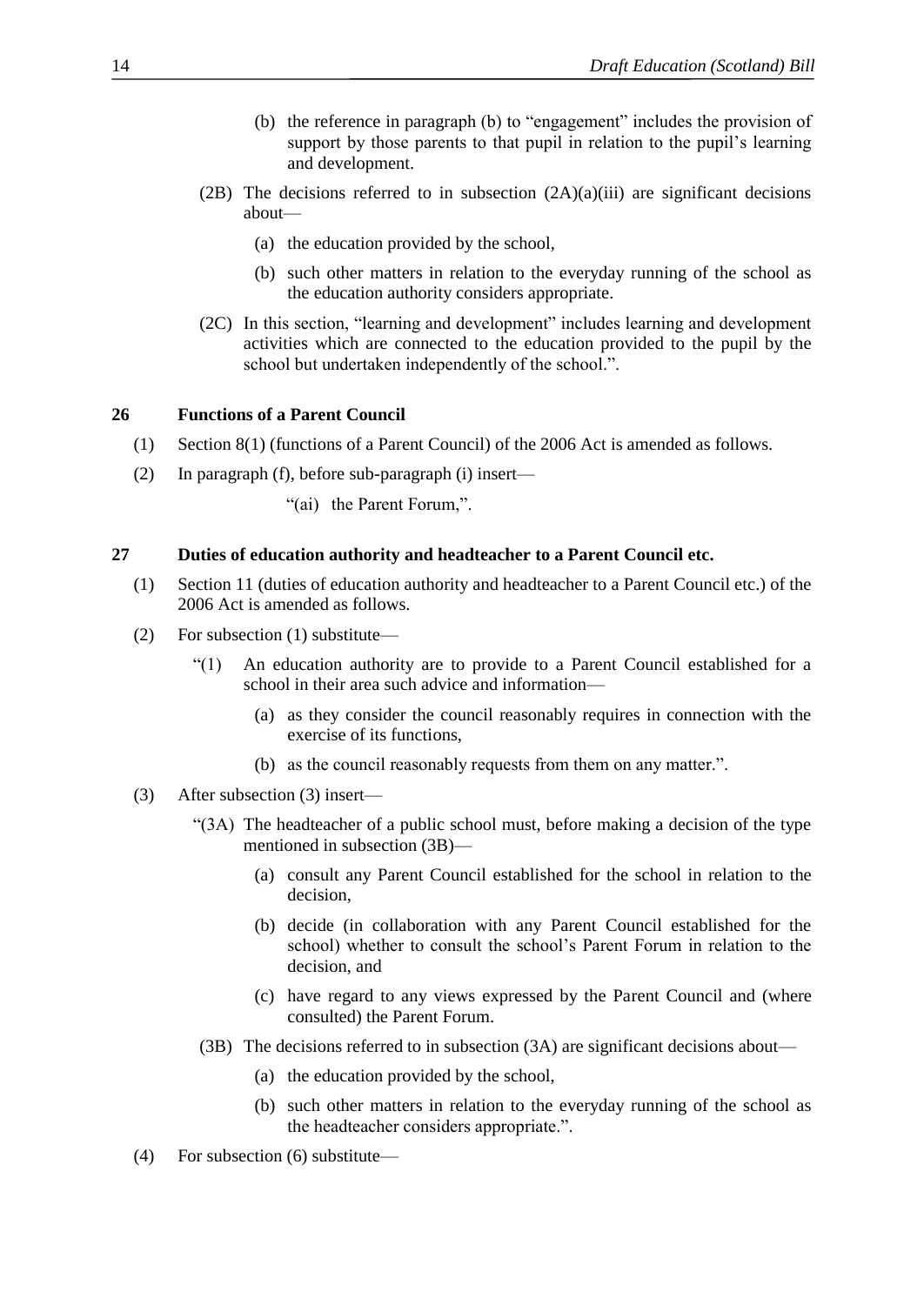(b) the reference in paragraph (b) to "engagement" includes the provision of support by those parents to that pupil in relation to the pupil's learning and development.

(2B) The decisions referred to in subsection (2A)(a)(iii) are significant decisions about—

(a) the education provided by the school,

(b) such other matters in relation to the everyday running of the school as the education authority considers appropriate.

(2C) In this section, "learning and development" includes learning and development activities which are connected to the education provided to the pupil by the school but undertaken independently of the school.".

**26 Functions of a Parent Council**

(1) Section 8(1) (functions of a Parent Council) of the 2006 Act is amended as follows.

(2) In paragraph (f), before sub-paragraph (i) insert—

"(ai) the Parent Forum,".

**27 Duties of education authority and headteacher to a Parent Council etc.**

(1) Section 11 (duties of education authority and headteacher to a Parent Council etc.) of the 2006 Act is amended as follows.

(2) For subsection (1) substitute—

"(1) An education authority are to provide to a Parent Council established for a school in their area such advice and information—

(a) as they consider the council reasonably requires in connection with the exercise of its functions,

(b) as the council reasonably requests from them on any matter.".

(3) After subsection (3) insert—

"(3A) The headteacher of a public school must, before making a decision of the type mentioned in subsection (3B)—

(a) consult any Parent Council established for the school in relation to the decision,

(b) decide (in collaboration with any Parent Council established for the school) whether to consult the school's Parent Forum in relation to the decision, and

(c) have regard to any views expressed by the Parent Council and (where consulted) the Parent Forum.

(3B) The decisions referred to in subsection (3A) are significant decisions about—

(a) the education provided by the school,

(b) such other matters in relation to the everyday running of the school as the headteacher considers appropriate.".

(4) For subsection (6) substitute—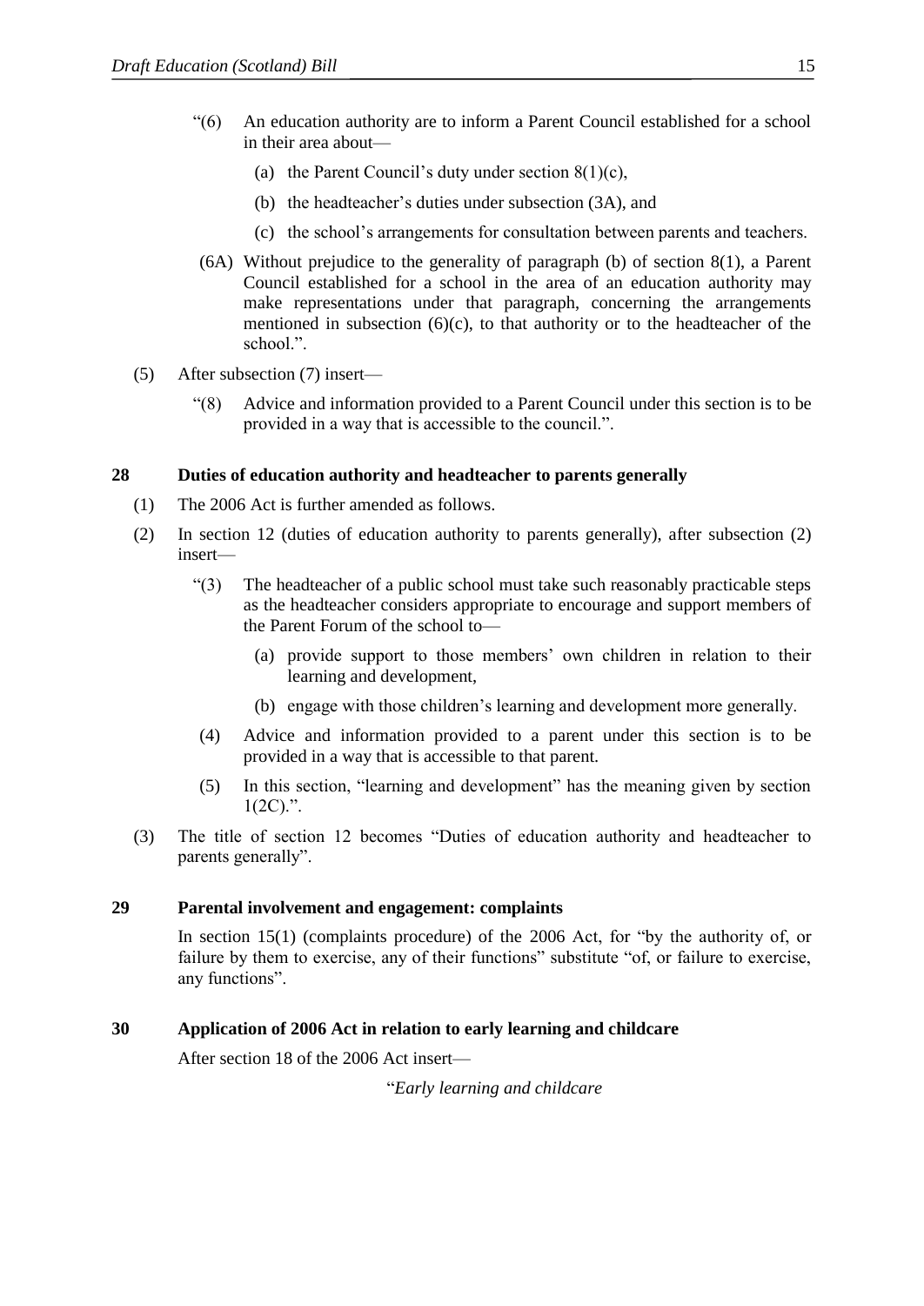"(6) An education authority are to inform a Parent Council established for a school in their area about—

(a) the Parent Council's duty under section 8(1)(c),

(b) the headteacher's duties under subsection (3A), and

(c) the school's arrangements for consultation between parents and teachers.

(6A) Without prejudice to the generality of paragraph (b) of section 8(1), a Parent Council established for a school in the area of an education authority may make representations under that paragraph, concerning the arrangements mentioned in subsection (6)(c), to that authority or to the headteacher of the school.".

(5) After subsection (7) insert—

"(8) Advice and information provided to a Parent Council under this section is to be provided in a way that is accessible to the council.".

**28 Duties of education authority and headteacher to parents generally**

(1) The 2006 Act is further amended as follows.

(2) In section 12 (duties of education authority to parents generally), after subsection (2) insert—

"(3) The headteacher of a public school must take such reasonably practicable steps as the headteacher considers appropriate to encourage and support members of the Parent Forum of the school to—

(a) provide support to those members' own children in relation to their learning and development,

(b) engage with those children's learning and development more generally.

(4) Advice and information provided to a parent under this section is to be provided in a way that is accessible to that parent.

(5) In this section, "learning and development" has the meaning given by section 1(2C).".

(3) The title of section 12 becomes "Duties of education authority and headteacher to parents generally".

**29 Parental involvement and engagement: complaints**

In section 15(1) (complaints procedure) of the 2006 Act, for "by the authority of, or failure by them to exercise, any of their functions" substitute "of, or failure to exercise, any functions".

**30 Application of 2006 Act in relation to early learning and childcare**

After section 18 of the 2006 Act insert—

"*Early learning and childcare*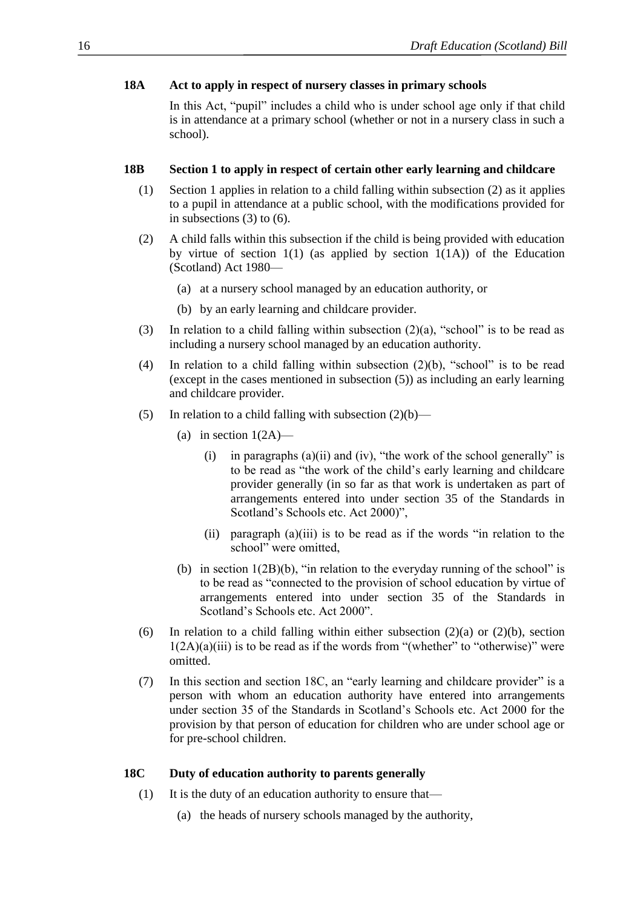**18A Act to apply in respect of nursery classes in primary schools**

In this Act, "pupil" includes a child who is under school age only if that child is in attendance at a primary school (whether or not in a nursery class in such a school).

**18B Section 1 to apply in respect of certain other early learning and childcare**

(1) Section 1 applies in relation to a child falling within subsection (2) as it applies to a pupil in attendance at a public school, with the modifications provided for in subsections (3) to (6).

(2) A child falls within this subsection if the child is being provided with education by virtue of section 1(1) (as applied by section 1(1A)) of the Education (Scotland) Act 1980—

- (a) at a nursery school managed by an education authority, or
- (b) by an early learning and childcare provider.

(3) In relation to a child falling within subsection (2)(a), "school" is to be read as including a nursery school managed by an education authority.

(4) In relation to a child falling within subsection (2)(b), "school" is to be read (except in the cases mentioned in subsection (5)) as including an early learning and childcare provider.

(5) In relation to a child falling with subsection (2)(b)—

- (a) in section 1(2A)—
  - (i) in paragraphs (a)(ii) and (iv), "the work of the school generally" is to be read as "the work of the child's early learning and childcare provider generally (in so far as that work is undertaken as part of arrangements entered into under section 35 of the Standards in Scotland's Schools etc. Act 2000)",
  - (ii) paragraph (a)(iii) is to be read as if the words "in relation to the school" were omitted,
- (b) in section 1(2B)(b), "in relation to the everyday running of the school" is to be read as "connected to the provision of school education by virtue of arrangements entered into under section 35 of the Standards in Scotland's Schools etc. Act 2000".

(6) In relation to a child falling within either subsection (2)(a) or (2)(b), section 1(2A)(a)(iii) is to be read as if the words from "(whether" to "otherwise)" were omitted.

(7) In this section and section 18C, an "early learning and childcare provider" is a person with whom an education authority have entered into arrangements under section 35 of the Standards in Scotland's Schools etc. Act 2000 for the provision by that person of education for children who are under school age or for pre-school children.

**18C Duty of education authority to parents generally**

(1) It is the duty of an education authority to ensure that—

- (a) the heads of nursery schools managed by the authority,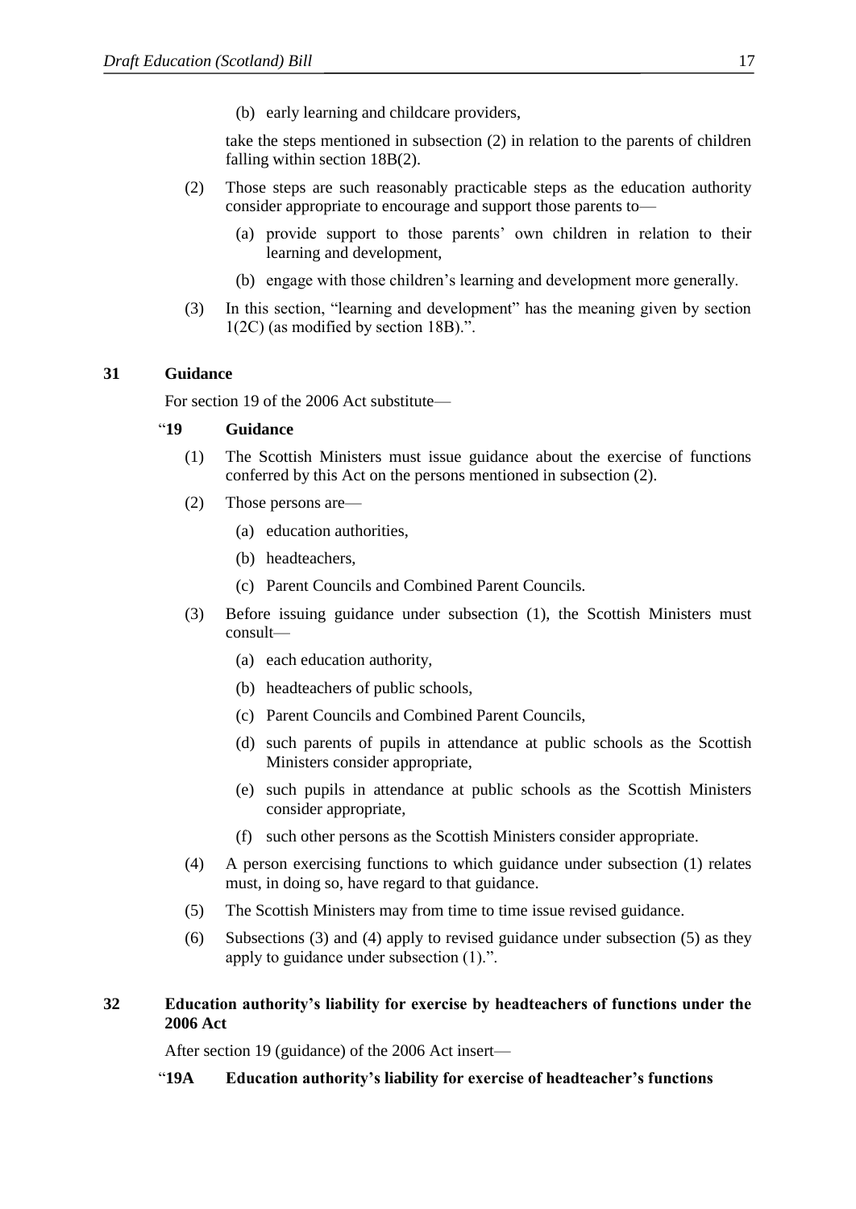(b) early learning and childcare providers,

take the steps mentioned in subsection (2) in relation to the parents of children falling within section 18B(2).

(2) Those steps are such reasonably practicable steps as the education authority consider appropriate to encourage and support those parents to—

(a) provide support to those parents' own children in relation to their learning and development,

(b) engage with those children's learning and development more generally.

(3) In this section, "learning and development" has the meaning given by section 1(2C) (as modified by section 18B).".

**31 Guidance**

For section 19 of the 2006 Act substitute—

"**19 Guidance**

(1) The Scottish Ministers must issue guidance about the exercise of functions conferred by this Act on the persons mentioned in subsection (2).

(2) Those persons are—

(a) education authorities,

(b) headteachers,

(c) Parent Councils and Combined Parent Councils.

(3) Before issuing guidance under subsection (1), the Scottish Ministers must consult—

(a) each education authority,

(b) headteachers of public schools,

(c) Parent Councils and Combined Parent Councils,

(d) such parents of pupils in attendance at public schools as the Scottish Ministers consider appropriate,

(e) such pupils in attendance at public schools as the Scottish Ministers consider appropriate,

(f) such other persons as the Scottish Ministers consider appropriate.

(4) A person exercising functions to which guidance under subsection (1) relates must, in doing so, have regard to that guidance.

(5) The Scottish Ministers may from time to time issue revised guidance.

(6) Subsections (3) and (4) apply to revised guidance under subsection (5) as they apply to guidance under subsection (1).".

**32 Education authority's liability for exercise by headteachers of functions under the 2006 Act**

After section 19 (guidance) of the 2006 Act insert—

"**19A Education authority's liability for exercise of headteacher's functions**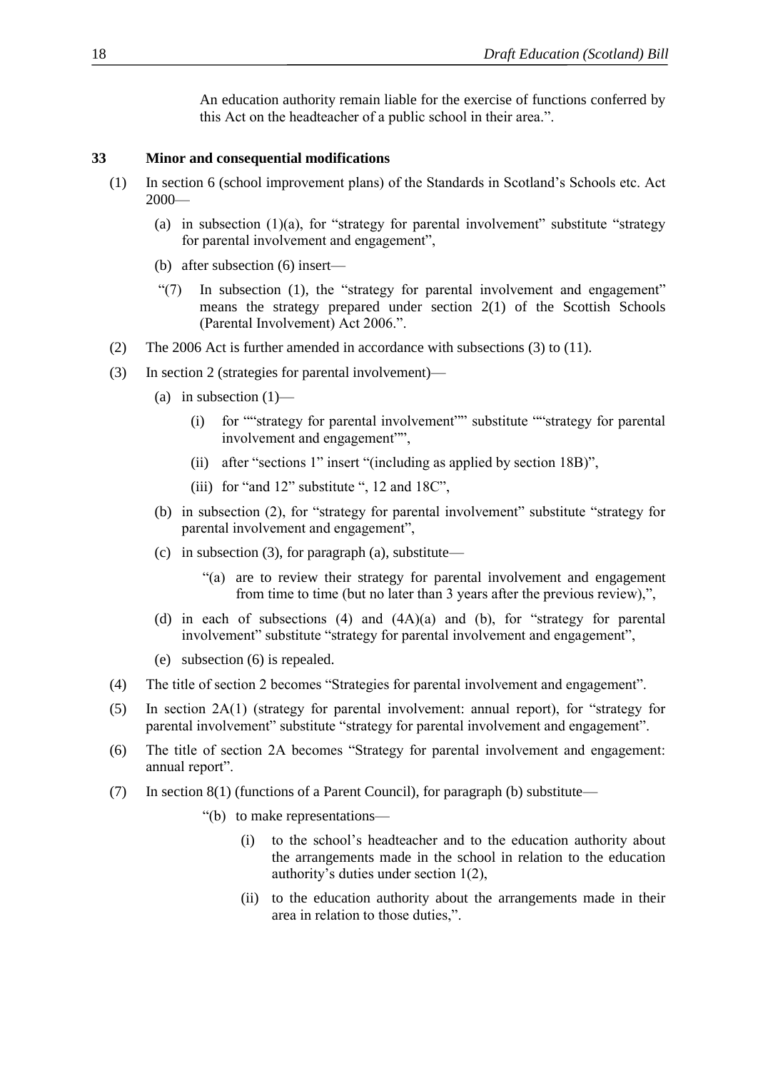An education authority remain liable for the exercise of functions conferred by this Act on the headteacher of a public school in their area.".

**33 Minor and consequential modifications**

(1) In section 6 (school improvement plans) of the Standards in Scotland's Schools etc. Act 2000—

(a) in subsection (1)(a), for "strategy for parental involvement" substitute "strategy for parental involvement and engagement",

(b) after subsection (6) insert—

"(7) In subsection (1), the "strategy for parental involvement and engagement" means the strategy prepared under section 2(1) of the Scottish Schools (Parental Involvement) Act 2006.".

(2) The 2006 Act is further amended in accordance with subsections (3) to (11).

(3) In section 2 (strategies for parental involvement)—

(a) in subsection (1)—

(i) for ""strategy for parental involvement"" substitute ""strategy for parental involvement and engagement"",

(ii) after "sections 1" insert "(including as applied by section 18B)",

(iii) for "and 12" substitute ", 12 and 18C",

(b) in subsection (2), for "strategy for parental involvement" substitute "strategy for parental involvement and engagement",

(c) in subsection (3), for paragraph (a), substitute—

"(a) are to review their strategy for parental involvement and engagement from time to time (but no later than 3 years after the previous review),",

(d) in each of subsections (4) and (4A)(a) and (b), for "strategy for parental involvement" substitute "strategy for parental involvement and engagement",

(e) subsection (6) is repealed.

(4) The title of section 2 becomes "Strategies for parental involvement and engagement".

(5) In section 2A(1) (strategy for parental involvement: annual report), for "strategy for parental involvement" substitute "strategy for parental involvement and engagement".

(6) The title of section 2A becomes "Strategy for parental involvement and engagement: annual report".

(7) In section 8(1) (functions of a Parent Council), for paragraph (b) substitute—

"(b) to make representations—

(i) to the school's headteacher and to the education authority about the arrangements made in the school in relation to the education authority's duties under section 1(2),

(ii) to the education authority about the arrangements made in their area in relation to those duties,".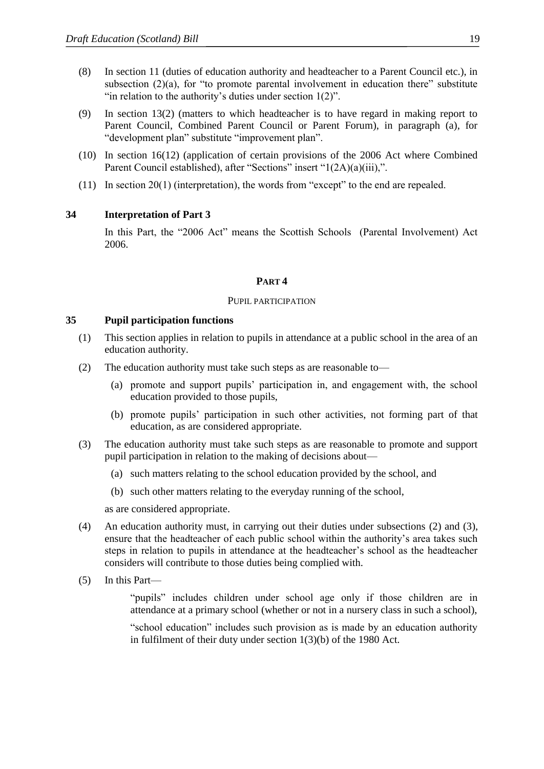(8) In section 11 (duties of education authority and headteacher to a Parent Council etc.), in subsection (2)(a), for "to promote parental involvement in education there" substitute "in relation to the authority's duties under section 1(2)".

(9) In section 13(2) (matters to which headteacher is to have regard in making report to Parent Council, Combined Parent Council or Parent Forum), in paragraph (a), for "development plan" substitute "improvement plan".

(10) In section 16(12) (application of certain provisions of the 2006 Act where Combined Parent Council established), after "Sections" insert "1(2A)(a)(iii),".

(11) In section 20(1) (interpretation), the words from "except" to the end are repealed.

### 34 Interpretation of Part 3

In this Part, the "2006 Act" means the Scottish Schools (Parental Involvement) Act 2006.

## PART 4

### PUPIL PARTICIPATION

### 35 Pupil participation functions

(1) This section applies in relation to pupils in attendance at a public school in the area of an education authority.

(2) The education authority must take such steps as are reasonable to—

- (a) promote and support pupils' participation in, and engagement with, the school education provided to those pupils,
- (b) promote pupils' participation in such other activities, not forming part of that education, as are considered appropriate.

(3) The education authority must take such steps as are reasonable to promote and support pupil participation in relation to the making of decisions about—

- (a) such matters relating to the school education provided by the school, and
- (b) such other matters relating to the everyday running of the school,

as are considered appropriate.

(4) An education authority must, in carrying out their duties under subsections (2) and (3), ensure that the headteacher of each public school within the authority's area takes such steps in relation to pupils in attendance at the headteacher's school as the headteacher considers will contribute to those duties being complied with.

(5) In this Part—

"pupils" includes children under school age only if those children are in attendance at a primary school (whether or not in a nursery class in such a school),

"school education" includes such provision as is made by an education authority in fulfilment of their duty under section 1(3)(b) of the 1980 Act.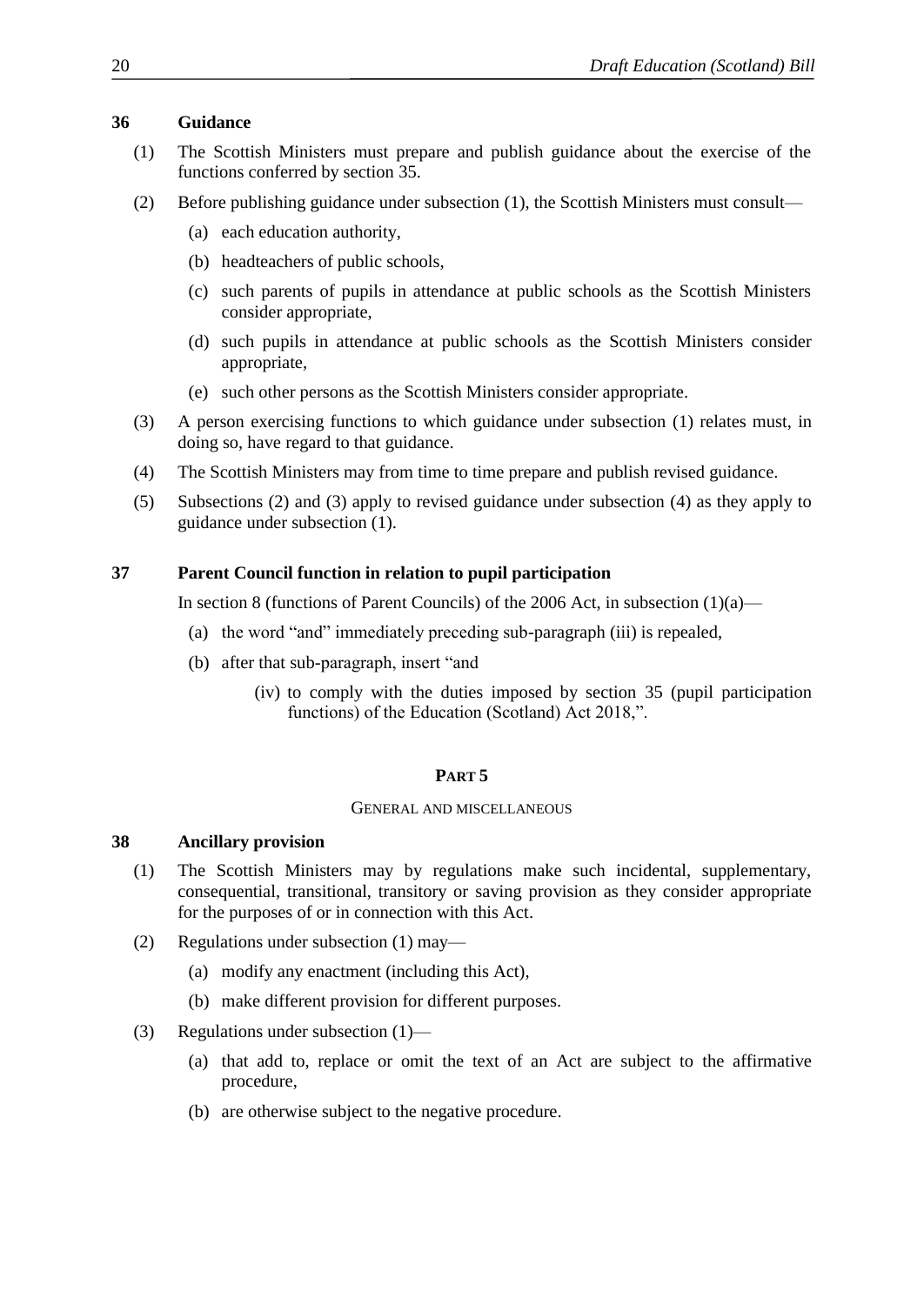### 36 Guidance

(1) The Scottish Ministers must prepare and publish guidance about the exercise of the functions conferred by section 35.

(2) Before publishing guidance under subsection (1), the Scottish Ministers must consult—

- (a) each education authority,
- (b) headteachers of public schools,
- (c) such parents of pupils in attendance at public schools as the Scottish Ministers consider appropriate,
- (d) such pupils in attendance at public schools as the Scottish Ministers consider appropriate,
- (e) such other persons as the Scottish Ministers consider appropriate.

(3) A person exercising functions to which guidance under subsection (1) relates must, in doing so, have regard to that guidance.

(4) The Scottish Ministers may from time to time prepare and publish revised guidance.

(5) Subsections (2) and (3) apply to revised guidance under subsection (4) as they apply to guidance under subsection (1).

### 37 Parent Council function in relation to pupil participation

In section 8 (functions of Parent Councils) of the 2006 Act, in subsection (1)(a)—

- (a) the word "and" immediately preceding sub-paragraph (iii) is repealed,
- (b) after that sub-paragraph, insert "and
  - (iv) to comply with the duties imposed by section 35 (pupil participation functions) of the Education (Scotland) Act 2018,".

## PART 5

### GENERAL AND MISCELLANEOUS

### 38 Ancillary provision

(1) The Scottish Ministers may by regulations make such incidental, supplementary, consequential, transitional, transitory or saving provision as they consider appropriate for the purposes of or in connection with this Act.

(2) Regulations under subsection (1) may—

- (a) modify any enactment (including this Act),
- (b) make different provision for different purposes.

(3) Regulations under subsection (1)—

- (a) that add to, replace or omit the text of an Act are subject to the affirmative procedure,
- (b) are otherwise subject to the negative procedure.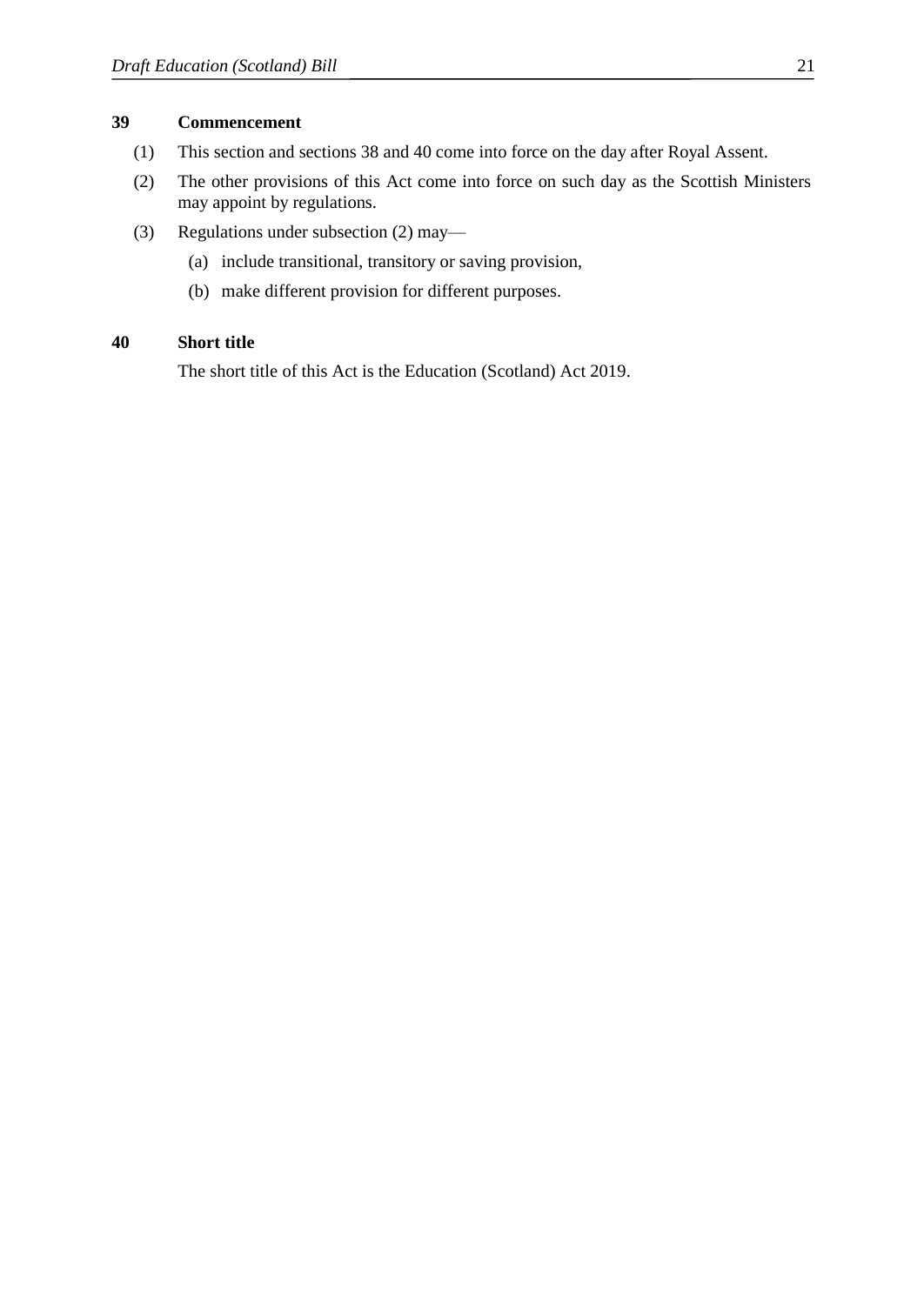### 39 Commencement

(1) This section and sections 38 and 40 come into force on the day after Royal Assent.

(2) The other provisions of this Act come into force on such day as the Scottish Ministers may appoint by regulations.

(3) Regulations under subsection (2) may—

(a) include transitional, transitory or saving provision,

(b) make different provision for different purposes.

### 40 Short title

The short title of this Act is the Education (Scotland) Act 2019.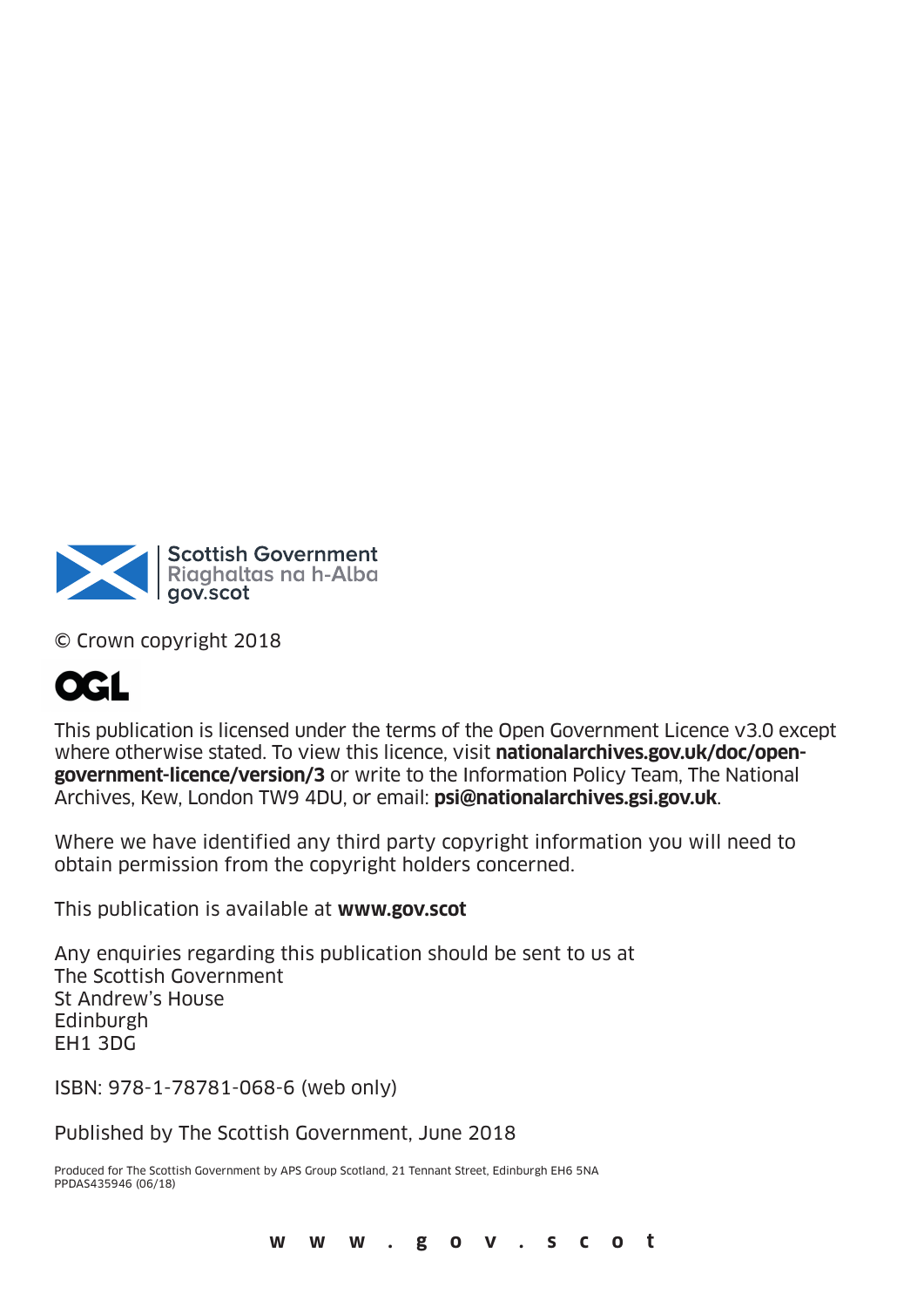Scottish Government
Riaghaltas na h-Alba
gov.scot

© Crown copyright 2018

OGL

This publication is licensed under the terms of the Open Government Licence v3.0 except where otherwise stated. To view this licence, visit **nationalarchives.gov.uk/doc/open-government-licence/version/3** or write to the Information Policy Team, The National Archives, Kew, London TW9 4DU, or email: **psi@nationalarchives.gsi.gov.uk**.

Where we have identified any third party copyright information you will need to obtain permission from the copyright holders concerned.

This publication is available at **www.gov.scot**

Any enquiries regarding this publication should be sent to us at
The Scottish Government
St Andrew's House
Edinburgh
EH1 3DG

ISBN: 978-1-78781-068-6 (web only)

Published by The Scottish Government, June 2018

Produced for The Scottish Government by APS Group Scotland, 21 Tennant Street, Edinburgh EH6 5NA
PPDAS435946 (06/18)

**w w w . g o v . s c o t**